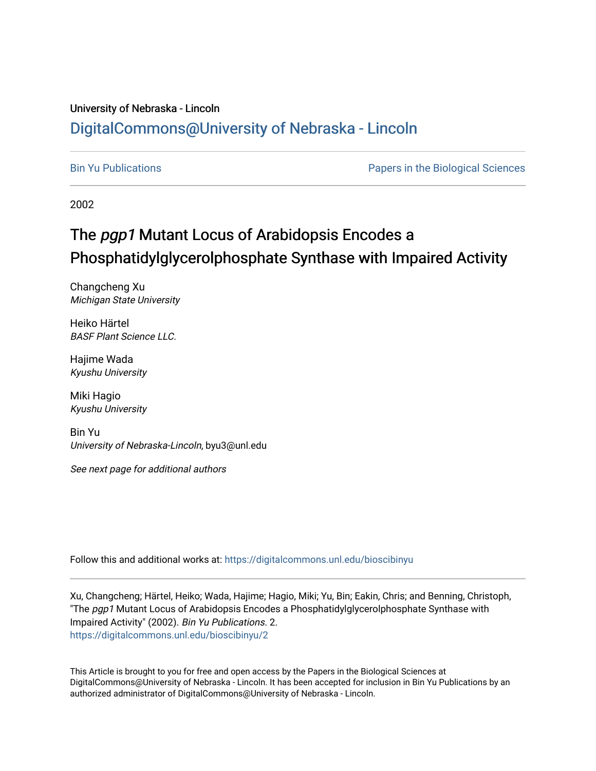University of Nebraska - Lincoln

## DigitalCommons@University of Nebraska - Lincoln

Bin Yu Publications

Papers in the Biological Sciences

2002

# The *pgp1* Mutant Locus of Arabidopsis Encodes a Phosphatidylglycerolphosphate Synthase with Impaired Activity

Changcheng Xu
*Michigan State University*

Heiko Härtel
*BASF Plant Science LLC.*

Hajime Wada
*Kyushu University*

Miki Hagio
*Kyushu University*

Bin Yu
*University of Nebraska-Lincoln*, byu3@unl.edu

*See next page for additional authors*

Follow this and additional works at: https://digitalcommons.unl.edu/bioscibinyu

Xu, Changcheng; Härtel, Heiko; Wada, Hajime; Hagio, Miki; Yu, Bin; Eakin, Chris; and Benning, Christoph, "The *pgp1* Mutant Locus of Arabidopsis Encodes a Phosphatidylglycerolphosphate Synthase with Impaired Activity" (2002). *Bin Yu Publications*. 2.
https://digitalcommons.unl.edu/bioscibinyu/2

This Article is brought to you for free and open access by the Papers in the Biological Sciences at DigitalCommons@University of Nebraska - Lincoln. It has been accepted for inclusion in Bin Yu Publications by an authorized administrator of DigitalCommons@University of Nebraska - Lincoln.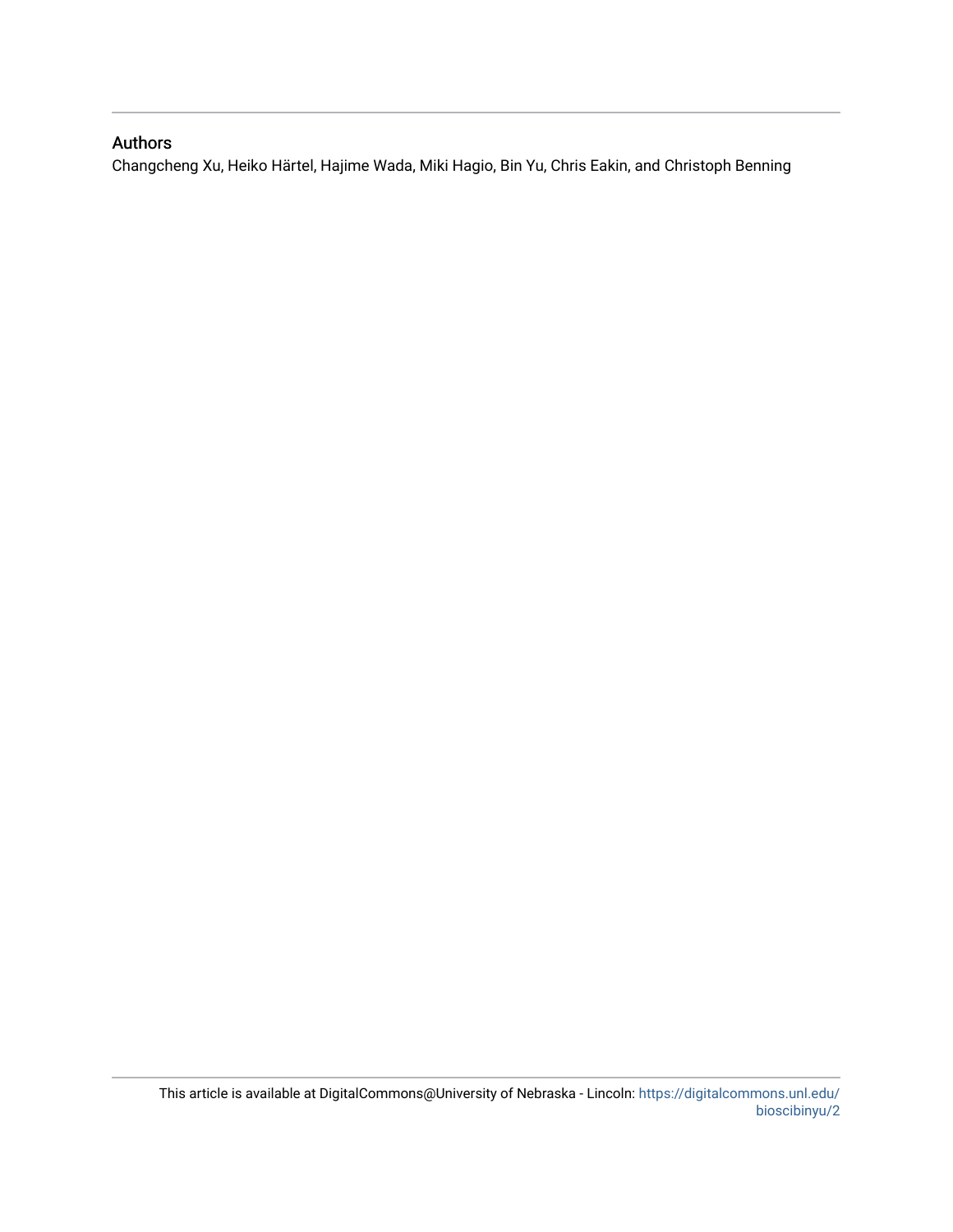## Authors

Changcheng Xu, Heiko Härtel, Hajime Wada, Miki Hagio, Bin Yu, Chris Eakin, and Christoph Benning

This article is available at DigitalCommons@University of Nebraska - Lincoln: https://digitalcommons.unl.edu/bioscibinyu/2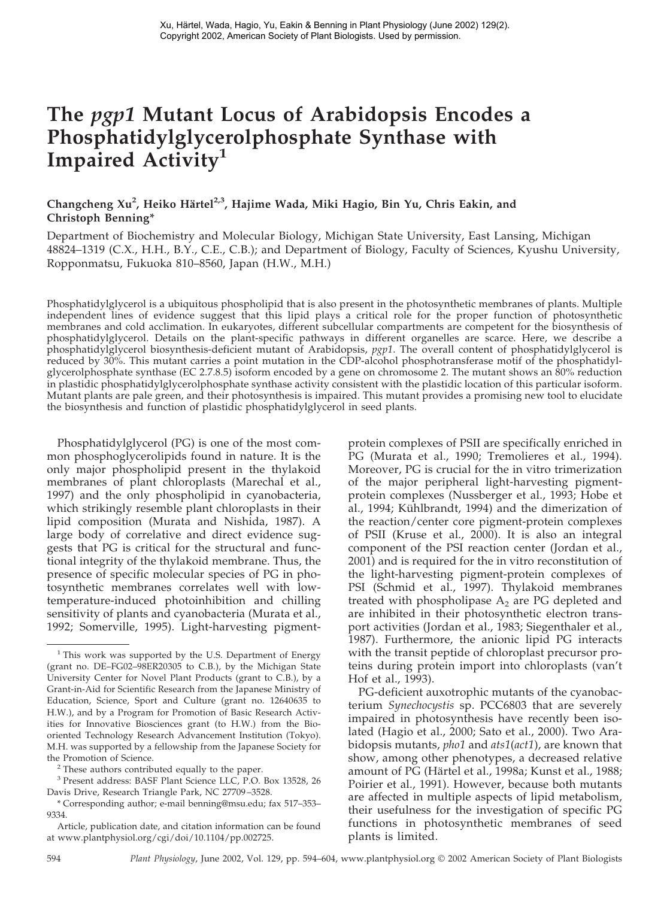# The *pgp1* Mutant Locus of Arabidopsis Encodes a Phosphatidylglycerolphosphate Synthase with Impaired Activity[1]

**Changcheng Xu[2], Heiko Härtel[2,3], Hajime Wada, Miki Hagio, Bin Yu, Chris Eakin, and Christoph Benning***

Department of Biochemistry and Molecular Biology, Michigan State University, East Lansing, Michigan 48824–1319 (C.X., H.H., B.Y., C.E., C.B.); and Department of Biology, Faculty of Sciences, Kyushu University, Ropponmatsu, Fukuoka 810–8560, Japan (H.W., M.H.)

Phosphatidylglycerol is a ubiquitous phospholipid that is also present in the photosynthetic membranes of plants. Multiple independent lines of evidence suggest that this lipid plays a critical role for the proper function of photosynthetic membranes and cold acclimation. In eukaryotes, different subcellular compartments are competent for the biosynthesis of phosphatidylglycerol. Details on the plant-specific pathways in different organelles are scarce. Here, we describe a phosphatidylglycerol biosynthesis-deficient mutant of Arabidopsis, *pgp1*. The overall content of phosphatidylglycerol is reduced by 30%. This mutant carries a point mutation in the CDP-alcohol phosphotransferase motif of the phosphatidylglycerolphosphate synthase (EC 2.7.8.5) isoform encoded by a gene on chromosome 2. The mutant shows an 80% reduction in plastidic phosphatidylglycerolphosphate synthase activity consistent with the plastidic location of this particular isoform. Mutant plants are pale green, and their photosynthesis is impaired. This mutant provides a promising new tool to elucidate the biosynthesis and function of plastidic phosphatidylglycerol in seed plants.

Phosphatidylglycerol (PG) is one of the most common phosphoglycerolipids found in nature. It is the only major phospholipid present in the thylakoid membranes of plant chloroplasts (Marechal et al., 1997) and the only phospholipid in cyanobacteria, which strikingly resemble plant chloroplasts in their lipid composition (Murata and Nishida, 1987). A large body of correlative and direct evidence suggests that PG is critical for the structural and functional integrity of the thylakoid membrane. Thus, the presence of specific molecular species of PG in photosynthetic membranes correlates well with low-temperature-induced photoinhibition and chilling sensitivity of plants and cyanobacteria (Murata et al., 1992; Somerville, 1995). Light-harvesting pigment-protein complexes of PSII are specifically enriched in PG (Murata et al., 1990; Tremolieres et al., 1994). Moreover, PG is crucial for the in vitro trimerization of the major peripheral light-harvesting pigment-protein complexes (Nussberger et al., 1993; Hobe et al., 1994; Kühlbrandt, 1994) and the dimerization of the reaction/center core pigment-protein complexes of PSII (Kruse et al., 2000). It is also an integral component of the PSI reaction center (Jordan et al., 2001) and is required for the in vitro reconstitution of the light-harvesting pigment-protein complexes of PSI (Schmid et al., 1997). Thylakoid membranes treated with phospholipase $A_2$ are PG depleted and are inhibited in their photosynthetic electron transport activities (Jordan et al., 1983; Siegenthaler et al., 1987). Furthermore, the anionic lipid PG interacts with the transit peptide of chloroplast precursor proteins during protein import into chloroplasts (van't Hof et al., 1993).

PG-deficient auxotrophic mutants of the cyanobacterium *Synechocystis* sp. PCC6803 that are severely impaired in photosynthesis have recently been isolated (Hagio et al., 2000; Sato et al., 2000). Two Arabidopsis mutants, *pho1* and *ats1*(*act1*), are known that show, among other phenotypes, a decreased relative amount of PG (Härtel et al., 1998a; Kunst et al., 1988; Poirier et al., 1991). However, because both mutants are affected in multiple aspects of lipid metabolism, their usefulness for the investigation of specific PG functions in photosynthetic membranes of seed plants is limited.

---

[1] This work was supported by the U.S. Department of Energy (grant no. DE–FG02–98ER20305 to C.B.), by the Michigan State University Center for Novel Plant Products (grant to C.B.), by a Grant-in-Aid for Scientific Research from the Japanese Ministry of Education, Science, Sport and Culture (grant no. 12640635 to H.W.), and by a Program for Promotion of Basic Research Activities for Innovative Biosciences grant (to H.W.) from the Bio-oriented Technology Research Advancement Institution (Tokyo). M.H. was supported by a fellowship from the Japanese Society for the Promotion of Science.

[2] These authors contributed equally to the paper.

[3] Present address: BASF Plant Science LLC, P.O. Box 13528, 26 Davis Drive, Research Triangle Park, NC 27709–3528.

* Corresponding author; e-mail benning@msu.edu; fax 517–353–9334.

Article, publication date, and citation information can be found at www.plantphysiol.org/cgi/doi/10.1104/pp.002725.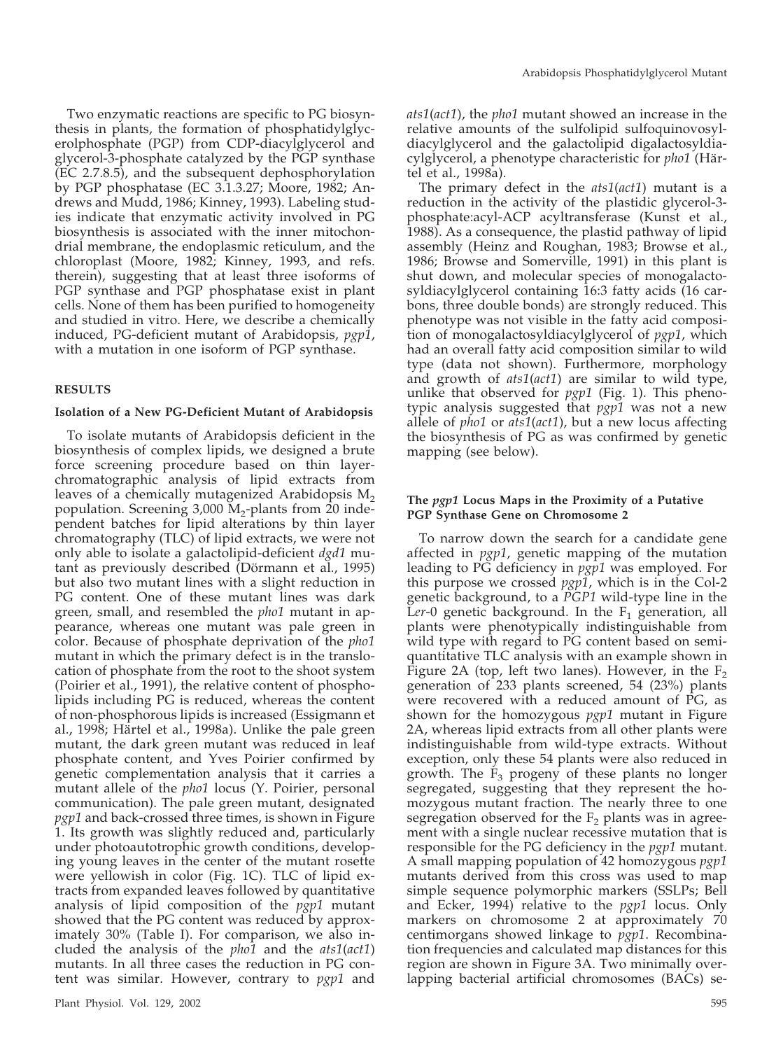Two enzymatic reactions are specific to PG biosynthesis in plants, the formation of phosphatidylglycerolphosphate (PGP) from CDP-diacylglycerol and glycerol-3-phosphate catalyzed by the PGP synthase (EC 2.7.8.5), and the subsequent dephosphorylation by PGP phosphatase (EC 3.1.3.27; Moore, 1982; Andrews and Mudd, 1986; Kinney, 1993). Labeling studies indicate that enzymatic activity involved in PG biosynthesis is associated with the inner mitochondrial membrane, the endoplasmic reticulum, and the chloroplast (Moore, 1982; Kinney, 1993, and refs. therein), suggesting that at least three isoforms of PGP synthase and PGP phosphatase exist in plant cells. None of them has been purified to homogeneity and studied in vitro. Here, we describe a chemically induced, PG-deficient mutant of Arabidopsis, *pgp1*, with a mutation in one isoform of PGP synthase.

## RESULTS

### Isolation of a New PG-Deficient Mutant of Arabidopsis

To isolate mutants of Arabidopsis deficient in the biosynthesis of complex lipids, we designed a brute force screening procedure based on thin layer-chromatographic analysis of lipid extracts from leaves of a chemically mutagenized Arabidopsis $M_2$ population. Screening 3,000 $M_2$-plants from 20 independent batches for lipid alterations by thin layer chromatography (TLC) of lipid extracts, we were not only able to isolate a galactolipid-deficient *dgd1* mutant as previously described (Dörmann et al., 1995) but also two mutant lines with a slight reduction in PG content. One of these mutant lines was dark green, small, and resembled the *pho1* mutant in appearance, whereas one mutant was pale green in color. Because of phosphate deprivation of the *pho1* mutant in which the primary defect is in the translocation of phosphate from the root to the shoot system (Poirier et al., 1991), the relative content of phospholipids including PG is reduced, whereas the content of non-phosphorous lipids is increased (Essigmann et al., 1998; Härtel et al., 1998a). Unlike the pale green mutant, the dark green mutant was reduced in leaf phosphate content, and Yves Poirier confirmed by genetic complementation analysis that it carries a mutant allele of the *pho1* locus (Y. Poirier, personal communication). The pale green mutant, designated *pgp1* and back-crossed three times, is shown in Figure 1. Its growth was slightly reduced and, particularly under photoautotrophic growth conditions, developing young leaves in the center of the mutant rosette were yellowish in color (Fig. 1C). TLC of lipid extracts from expanded leaves followed by quantitative analysis of lipid composition of the *pgp1* mutant showed that the PG content was reduced by approximately 30% (Table I). For comparison, we also included the analysis of the *pho1* and the *ats1*(*act1*) mutants. In all three cases the reduction in PG content was similar. However, contrary to *pgp1* and *ats1*(*act1*), the *pho1* mutant showed an increase in the relative amounts of the sulfolipid sulfoquinovosyldiacylglycerol and the galactolipid digalactosyldiacylglycerol, a phenotype characteristic for *pho1* (Härtel et al., 1998a).

The primary defect in the *ats1*(*act1*) mutant is a reduction in the activity of the plastidic glycerol-3-phosphate:acyl-ACP acyltransferase (Kunst et al., 1988). As a consequence, the plastid pathway of lipid assembly (Heinz and Roughan, 1983; Browse et al., 1986; Browse and Somerville, 1991) in this plant is shut down, and molecular species of monogalactosyldiacylglycerol containing 16:3 fatty acids (16 carbons, three double bonds) are strongly reduced. This phenotype was not visible in the fatty acid composition of monogalactosyldiacylglycerol of *pgp1*, which had an overall fatty acid composition similar to wild type (data not shown). Furthermore, morphology and growth of *ats1*(*act1*) are similar to wild type, unlike that observed for *pgp1* (Fig. 1). This phenotypic analysis suggested that *pgp1* was not a new allele of *pho1* or *ats1*(*act1*), but a new locus affecting the biosynthesis of PG as was confirmed by genetic mapping (see below).

### The *pgp1* Locus Maps in the Proximity of a Putative PGP Synthase Gene on Chromosome 2

To narrow down the search for a candidate gene affected in *pgp1*, genetic mapping of the mutation leading to PG deficiency in *pgp1* was employed. For this purpose we crossed *pgp1*, which is in the Col-2 genetic background, to a *PGP1* wild-type line in the L*er*-0 genetic background. In the $F_1$ generation, all plants were phenotypically indistinguishable from wild type with regard to PG content based on semiquantitative TLC analysis with an example shown in Figure 2A (top, left two lanes). However, in the $F_2$ generation of 233 plants screened, 54 (23%) plants were recovered with a reduced amount of PG, as shown for the homozygous *pgp1* mutant in Figure 2A, whereas lipid extracts from all other plants were indistinguishable from wild-type extracts. Without exception, only these 54 plants were also reduced in growth. The $F_3$ progeny of these plants no longer segregated, suggesting that they represent the homozygous mutant fraction. The nearly three to one segregation observed for the $F_2$ plants was in agreement with a single nuclear recessive mutation that is responsible for the PG deficiency in the *pgp1* mutant. A small mapping population of 42 homozygous *pgp1* mutants derived from this cross was used to map simple sequence polymorphic markers (SSLPs; Bell and Ecker, 1994) relative to the *pgp1* locus. Only markers on chromosome 2 at approximately 70 centimorgans showed linkage to *pgp1*. Recombination frequencies and calculated map distances for this region are shown in Figure 3A. Two minimally overlapping bacterial artificial chromosomes (BACs) se-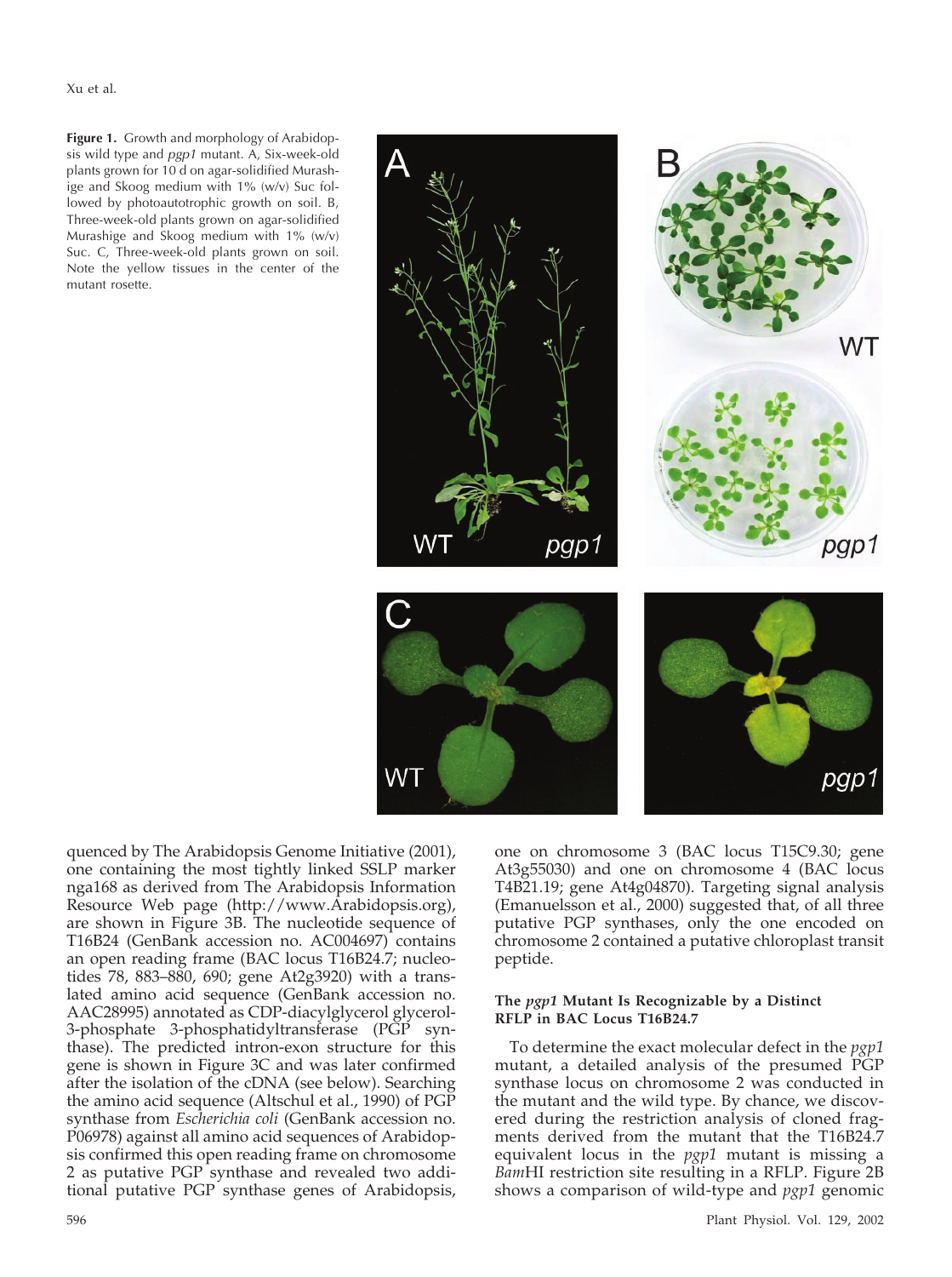**Figure 1.** Growth and morphology of Arabidopsis wild type and *pgp1* mutant. A, Six-week-old plants grown for 10 d on agar-solidified Murashige and Skoog medium with 1% (w/v) Suc followed by photoautotrophic growth on soil. B, Three-week-old plants grown on agar-solidified Murashige and Skoog medium with 1% (w/v) Suc. C, Three-week-old plants grown on soil. Note the yellow tissues in the center of the mutant rosette.

quenced by The Arabidopsis Genome Initiative (2001), one containing the most tightly linked SSLP marker nga168 as derived from The Arabidopsis Information Resource Web page (http://www.Arabidopsis.org), are shown in Figure 3B. The nucleotide sequence of T16B24 (GenBank accession no. AC004697) contains an open reading frame (BAC locus T16B24.7; nucleotides 78, 883–880, 690; gene At2g3920) with a translated amino acid sequence (GenBank accession no. AAC28995) annotated as CDP-diacylglycerol glycerol-3-phosphate 3-phosphatidyltransferase (PGP synthase). The predicted intron-exon structure for this gene is shown in Figure 3C and was later confirmed after the isolation of the cDNA (see below). Searching the amino acid sequence (Altschul et al., 1990) of PGP synthase from *Escherichia coli* (GenBank accession no. P06978) against all amino acid sequences of Arabidopsis confirmed this open reading frame on chromosome 2 as putative PGP synthase and revealed two additional putative PGP synthase genes of Arabidopsis, one on chromosome 3 (BAC locus T15C9.30; gene At3g55030) and one on chromosome 4 (BAC locus T4B21.19; gene At4g04870). Targeting signal analysis (Emanuelsson et al., 2000) suggested that, of all three putative PGP synthases, only the one encoded on chromosome 2 contained a putative chloroplast transit peptide.

### The *pgp1* Mutant Is Recognizable by a Distinct RFLP in BAC Locus T16B24.7

To determine the exact molecular defect in the *pgp1* mutant, a detailed analysis of the presumed PGP synthase locus on chromosome 2 was conducted in the mutant and the wild type. By chance, we discovered during the restriction analysis of cloned fragments derived from the mutant that the T16B24.7 equivalent locus in the *pgp1* mutant is missing a *Bam*HI restriction site resulting in a RFLP. Figure 2B shows a comparison of wild-type and *pgp1* genomic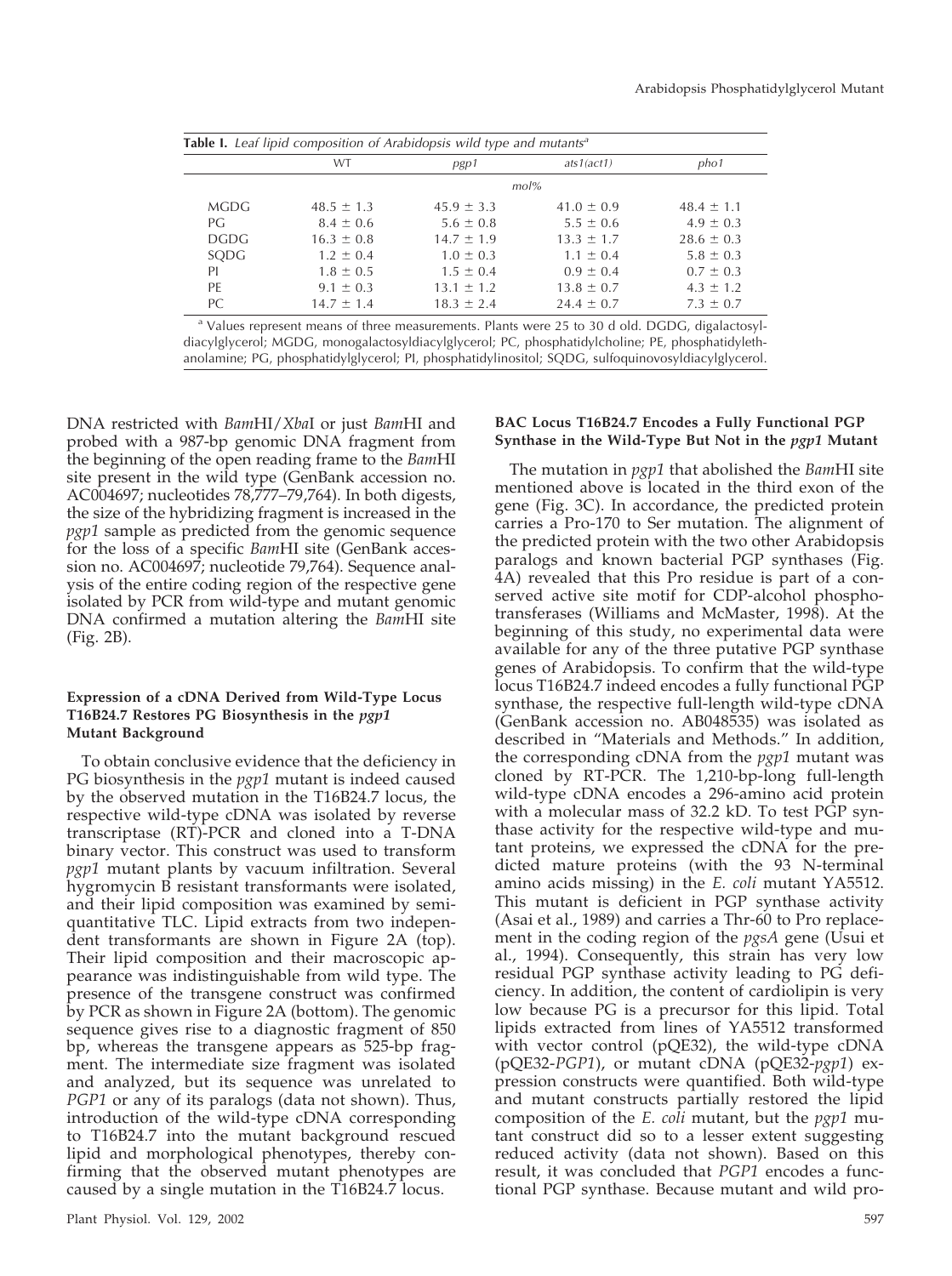**Table I.** *Leaf lipid composition of Arabidopsis wild type and mutants*[a]

| | WT | *pgp1* | *ats1(act1)* | *pho1* |
|---|---|---|---|---|
| | | *mol%* | | |
| MGDG | 48.5 ± 1.3 | 45.9 ± 3.3 | 41.0 ± 0.9 | 48.4 ± 1.1 |
| PG | 8.4 ± 0.6 | 5.6 ± 0.8 | 5.5 ± 0.6 | 4.9 ± 0.3 |
| DGDG | 16.3 ± 0.8 | 14.7 ± 1.9 | 13.3 ± 1.7 | 28.6 ± 0.3 |
| SQDG | 1.2 ± 0.4 | 1.0 ± 0.3 | 1.1 ± 0.4 | 5.8 ± 0.3 |
| PI | 1.8 ± 0.5 | 1.5 ± 0.4 | 0.9 ± 0.4 | 0.7 ± 0.3 |
| PE | 9.1 ± 0.3 | 13.1 ± 1.2 | 13.8 ± 0.7 | 4.3 ± 1.2 |
| PC | 14.7 ± 1.4 | 18.3 ± 2.4 | 24.4 ± 0.7 | 7.3 ± 0.7 |

[a] Values represent means of three measurements. Plants were 25 to 30 d old. DGDG, digalactosyldiacylglycerol; MGDG, monogalactosyldiacylglycerol; PC, phosphatidylcholine; PE, phosphatidylethanolamine; PG, phosphatidylglycerol; PI, phosphatidylinositol; SQDG, sulfoquinovosyldiacylglycerol.

DNA restricted with *Bam*HI/*Xba*I or just *Bam*HI and probed with a 987-bp genomic DNA fragment from the beginning of the open reading frame to the *Bam*HI site present in the wild type (GenBank accession no. AC004697; nucleotides 78,777–79,764). In both digests, the size of the hybridizing fragment is increased in the *pgp1* sample as predicted from the genomic sequence for the loss of a specific *Bam*HI site (GenBank accession no. AC004697; nucleotide 79,764). Sequence analysis of the entire coding region of the respective gene isolated by PCR from wild-type and mutant genomic DNA confirmed a mutation altering the *Bam*HI site (Fig. 2B).

### Expression of a cDNA Derived from Wild-Type Locus T16B24.7 Restores PG Biosynthesis in the *pgp1* Mutant Background

To obtain conclusive evidence that the deficiency in PG biosynthesis in the *pgp1* mutant is indeed caused by the observed mutation in the T16B24.7 locus, the respective wild-type cDNA was isolated by reverse transcriptase (RT)-PCR and cloned into a T-DNA binary vector. This construct was used to transform *pgp1* mutant plants by vacuum infiltration. Several hygromycin B resistant transformants were isolated, and their lipid composition was examined by semi-quantitative TLC. Lipid extracts from two independent transformants are shown in Figure 2A (top). Their lipid composition and their macroscopic appearance was indistinguishable from wild type. The presence of the transgene construct was confirmed by PCR as shown in Figure 2A (bottom). The genomic sequence gives rise to a diagnostic fragment of 850 bp, whereas the transgene appears as 525-bp fragment. The intermediate size fragment was isolated and analyzed, but its sequence was unrelated to *PGP1* or any of its paralogs (data not shown). Thus, introduction of the wild-type cDNA corresponding to T16B24.7 into the mutant background rescued lipid and morphological phenotypes, thereby confirming that the observed mutant phenotypes are caused by a single mutation in the T16B24.7 locus.

### BAC Locus T16B24.7 Encodes a Fully Functional PGP Synthase in the Wild-Type But Not in the *pgp1* Mutant

The mutation in *pgp1* that abolished the *Bam*HI site mentioned above is located in the third exon of the gene (Fig. 3C). In accordance, the predicted protein carries a Pro-170 to Ser mutation. The alignment of the predicted protein with the two other Arabidopsis paralogs and known bacterial PGP synthases (Fig. 4A) revealed that this Pro residue is part of a conserved active site motif for CDP-alcohol phosphotransferases (Williams and McMaster, 1998). At the beginning of this study, no experimental data were available for any of the three putative PGP synthase genes of Arabidopsis. To confirm that the wild-type locus T16B24.7 indeed encodes a fully functional PGP synthase, the respective full-length wild-type cDNA (GenBank accession no. AB048535) was isolated as described in "Materials and Methods." In addition, the corresponding cDNA from the *pgp1* mutant was cloned by RT-PCR. The 1,210-bp-long full-length wild-type cDNA encodes a 296-amino acid protein with a molecular mass of 32.2 kD. To test PGP synthase activity for the respective wild-type and mutant proteins, we expressed the cDNA for the predicted mature proteins (with the 93 N-terminal amino acids missing) in the *E. coli* mutant YA5512. This mutant is deficient in PGP synthase activity (Asai et al., 1989) and carries a Thr-60 to Pro replacement in the coding region of the *pgsA* gene (Usui et al., 1994). Consequently, this strain has very low residual PGP synthase activity leading to PG deficiency. In addition, the content of cardiolipin is very low because PG is a precursor for this lipid. Total lipids extracted from lines of YA5512 transformed with vector control (pQE32), the wild-type cDNA (pQE32-*PGP1*), or mutant cDNA (pQE32-*pgp1*) expression constructs were quantified. Both wild-type and mutant constructs partially restored the lipid composition of the *E. coli* mutant, but the *pgp1* mutant construct did so to a lesser extent suggesting reduced activity (data not shown). Based on this result, it was concluded that *PGP1* encodes a functional PGP synthase. Because mutant and wild pro-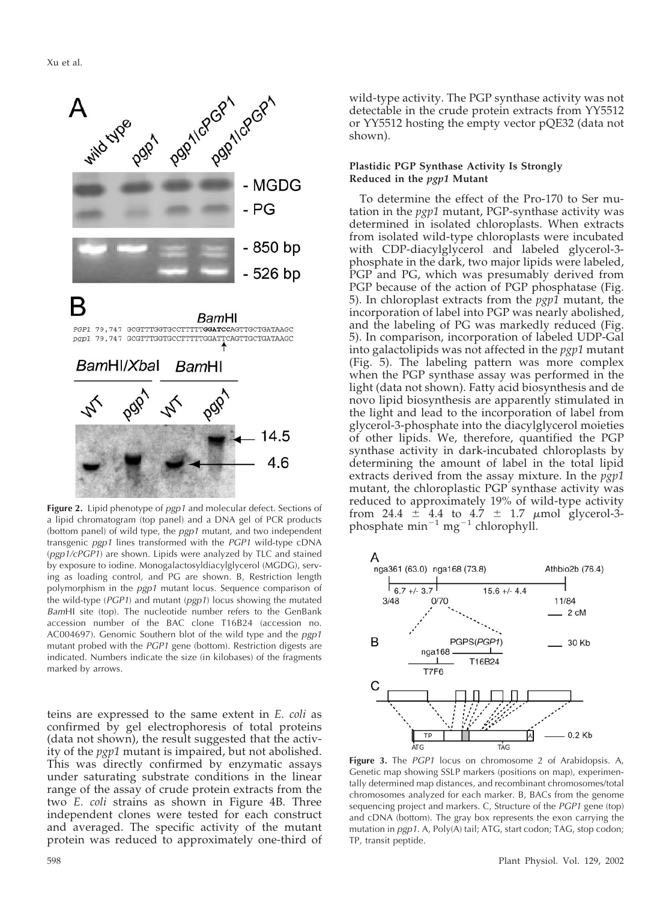**Figure 2.** Lipid phenotype of *pgp1* and molecular defect. Sections of a lipid chromatogram (top panel) and a DNA gel of PCR products (bottom panel) of wild type, the *pgp1* mutant, and two independent transgenic *pgp1* lines transformed with the *PGP1* wild-type cDNA (*pgp1/cPGP1*) are shown. Lipids were analyzed by TLC and stained by exposure to iodine. Monogalactosyldiacylglycerol (MGDG), serving as loading control, and PG are shown. B, Restriction length polymorphism in the *pgp1* mutant locus. Sequence comparison of the wild-type (*PGP1*) and mutant (*pgp1*) locus showing the mutated *Bam*HI site (top). The nucleotide number refers to the GenBank accession number of the BAC clone T16B24 (accession no. AC004697). Genomic Southern blot of the wild type and the *pgp1* mutant probed with the *PGP1* gene (bottom). Restriction digests are indicated. Numbers indicate the size (in kilobases) of the fragments marked by arrows.

teins are expressed to the same extent in *E. coli* as confirmed by gel electrophoresis of total proteins (data not shown), the result suggested that the activity of the *pgp1* mutant is impaired, but not abolished. This was directly confirmed by enzymatic assays under saturating substrate conditions in the linear range of the assay of crude protein extracts from the two *E. coli* strains as shown in Figure 4B. Three independent clones were tested for each construct and averaged. The specific activity of the mutant protein was reduced to approximately one-third of wild-type activity. The PGP synthase activity was not detectable in the crude protein extracts from YY5512 or YY5512 hosting the empty vector pQE32 (data not shown).

### Plastidic PGP Synthase Activity Is Strongly Reduced in the *pgp1* Mutant

To determine the effect of the Pro-170 to Ser mutation in the *pgp1* mutant, PGP-synthase activity was determined in isolated chloroplasts. When extracts from isolated wild-type chloroplasts were incubated with CDP-diacylglycerol and labeled glycerol-3-phosphate in the dark, two major lipids were labeled, PGP and PG, which was presumably derived from PGP because of the action of PGP phosphatase (Fig. 5). In chloroplast extracts from the *pgp1* mutant, the incorporation of label into PGP was nearly abolished, and the labeling of PG was markedly reduced (Fig. 5). In comparison, incorporation of labeled UDP-Gal into galactolipids was not affected in the *pgp1* mutant (Fig. 5). The labeling pattern was more complex when the PGP synthase assay was performed in the light (data not shown). Fatty acid biosynthesis and de novo lipid biosynthesis are apparently stimulated in the light and lead to the incorporation of label from glycerol-3-phosphate into the diacylglycerol moieties of other lipids. We, therefore, quantified the PGP synthase activity in dark-incubated chloroplasts by determining the amount of label in the total lipid extracts derived from the assay mixture. In the *pgp1* mutant, the chloroplastic PGP synthase activity was reduced to approximately 19% of wild-type activity from $24.4 \pm 4.4$ to $4.7 \pm 1.7$ $\mu$mol glycerol-3-phosphate $min^{-1}$ $mg^{-1}$ chlorophyll.

**Figure 3.** The *PGP1* locus on chromosome 2 of Arabidopsis. A, Genetic map showing SSLP markers (positions on map), experimentally determined map distances, and recombinant chromosomes/total chromosomes analyzed for each marker. B, BACs from the genome sequencing project and markers. C, Structure of the *PGP1* gene (top) and cDNA (bottom). The gray box represents the exon carrying the mutation in *pgp1*. A, Poly(A) tail; ATG, start codon; TAG, stop codon; TP, transit peptide.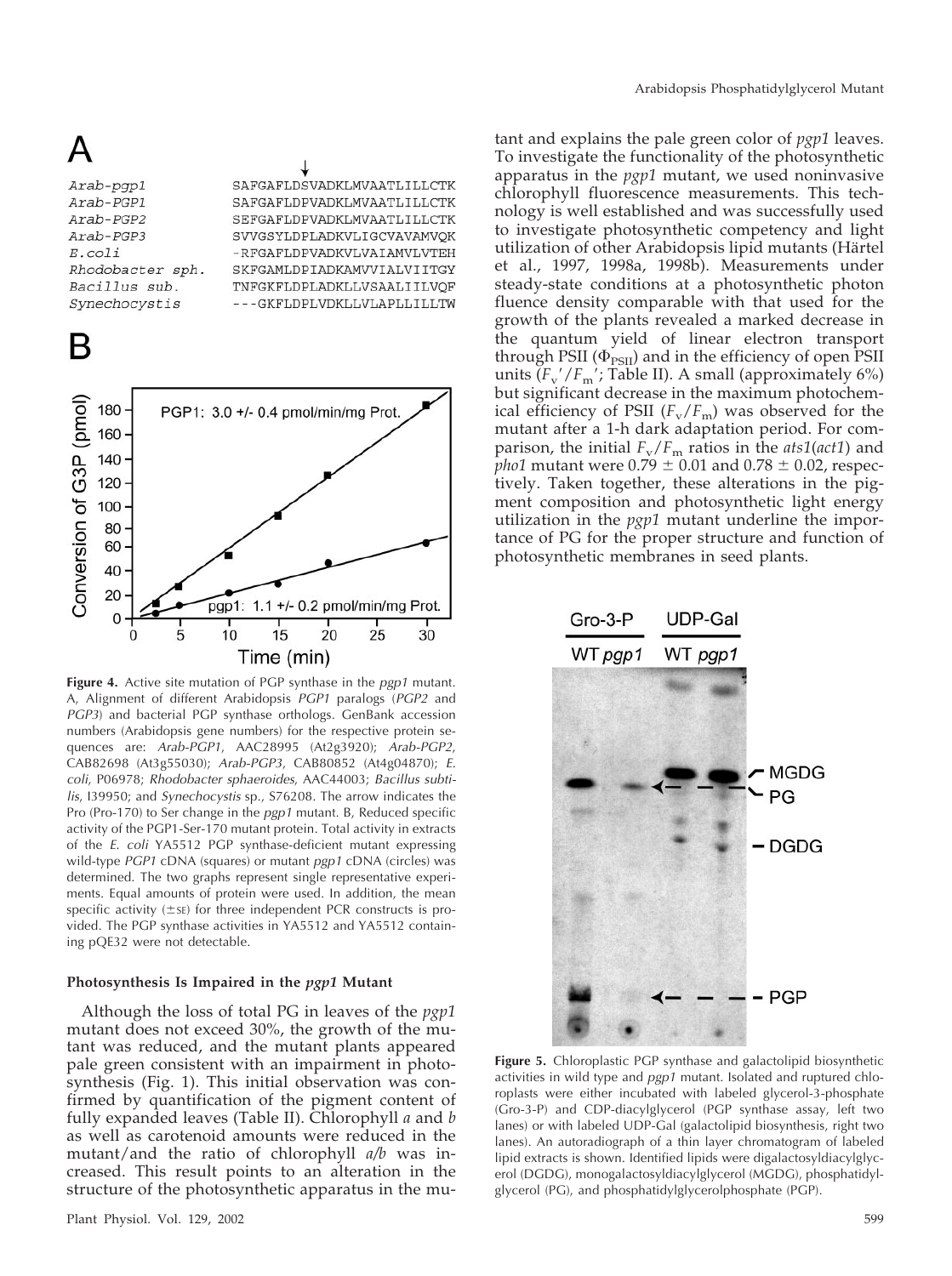A

```
                         ↓
Arab-pgp1          SAFGAFLDSVADKLMVAATLILLCTK
Arab-PGP1          SAFGAFLDPVADKLMVAATLILLCTK
Arab-PGP2          SEFGAFLDPVADKLMVAATLILLCTK
Arab-PGP3          SVVGSYLDPLADKVLIGCVAVAMVQK
E.coli             -RFGAFLDPVADKVLVAIAMVLVTEH
Rhodobacter sph.   SKFGAMLDPIADKAMVVIALVIITGY
Bacillus sub.      TNFGKFLDPLADKLLVSAALIIILVQF
Synechocystis      ---GKFLDPLVDKLLVLAPLLILLTW
```

B

**Figure 4.** Active site mutation of PGP synthase in the *pgp1* mutant. A, Alignment of different Arabidopsis *PGP1* paralogs (*PGP2* and *PGP3*) and bacterial PGP synthase orthologs. GenBank accession numbers (Arabidopsis gene numbers) for the respective protein sequences are: *Arab-PGP1*, AAC28995 (At2g3920); *Arab-PGP2*, CAB82698 (At3g55030); *Arab-PGP3*, CAB80852 (At4g04870); *E. coli*, P06978; *Rhodobacter sphaeroides*, AAC44003; *Bacillus subtilis*, I39950; and *Synechocystis* sp., S76208. The arrow indicates the Pro (Pro-170) to Ser change in the *pgp1* mutant. B, Reduced specific activity of the PGP1-Ser-170 mutant protein. Total activity in extracts of the *E. coli* YA5512 PGP synthase-deficient mutant expressing wild-type *PGP1* cDNA (squares) or mutant *pgp1* cDNA (circles) was determined. The two graphs represent single representative experiments. Equal amounts of protein were used. In addition, the mean specific activity (±SE) for three independent PCR constructs is provided. The PGP synthase activities in YA5512 and YA5512 containing pQE32 were not detectable.

### Photosynthesis Is Impaired in the *pgp1* Mutant

Although the loss of total PG in leaves of the *pgp1* mutant does not exceed 30%, the growth of the mutant was reduced, and the mutant plants appeared pale green consistent with an impairment in photosynthesis (Fig. 1). This initial observation was confirmed by quantification of the pigment content of fully expanded leaves (Table II). Chlorophyll *a* and *b* as well as carotenoid amounts were reduced in the mutant/and the ratio of chlorophyll *a/b* was increased. This result points to an alteration in the structure of the photosynthetic apparatus in the mutant and explains the pale green color of *pgp1* leaves. To investigate the functionality of the photosynthetic apparatus in the *pgp1* mutant, we used noninvasive chlorophyll fluorescence measurements. This technology is well established and was successfully used to investigate photosynthetic competency and light utilization of other Arabidopsis lipid mutants (Härtel et al., 1997, 1998a, 1998b). Measurements under steady-state conditions at a photosynthetic photon fluence density comparable with that used for the growth of the plants revealed a marked decrease in the quantum yield of linear electron transport through PSII ($\Phi_{PSII}$) and in the efficiency of open PSII units ($F_v'/F_m'$; Table II). A small (approximately 6%) but significant decrease in the maximum photochemical efficiency of PSII ($F_v/F_m$) was observed for the mutant after a 1-h dark adaptation period. For comparison, the initial $F_v/F_m$ ratios in the *ats1*(*act1*) and *pho1* mutant were 0.79 ± 0.01 and 0.78 ± 0.02, respectively. Taken together, these alterations in the pigment composition and photosynthetic light energy utilization in the *pgp1* mutant underline the importance of PG for the proper structure and function of photosynthetic membranes in seed plants.

**Figure 5.** Chloroplastic PGP synthase and galactolipid biosynthetic activities in wild type and *pgp1* mutant. Isolated and ruptured chloroplasts were either incubated with labeled glycerol-3-phosphate (Gro-3-P) and CDP-diacylglycerol (PGP synthase assay, left two lanes) or with labeled UDP-Gal (galactolipid biosynthesis, right two lanes). An autoradiograph of a thin layer chromatogram of labeled lipid extracts is shown. Identified lipids were digalactosyldiacylglycerol (DGDG), monogalactosyldiacylglycerol (MGDG), phosphatidylglycerol (PG), and phosphatidylglycerolphosphate (PGP).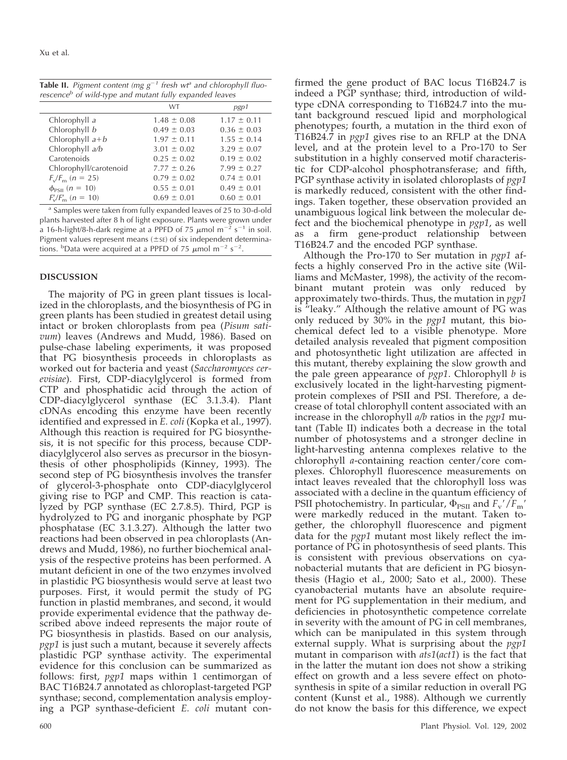**Table II.** *Pigment content (mg g$^{-1}$ fresh wt[a] and chlorophyll fluorescence[b] of wild-type and mutant fully expanded leaves*

| | WT | *pgp1* |
|---|---|---|
| Chlorophyll *a* | 1.48 ± 0.08 | 1.17 ± 0.11 |
| Chlorophyll *b* | 0.49 ± 0.03 | 0.36 ± 0.03 |
| Chlorophyll *a*+*b* | 1.97 ± 0.11 | 1.55 ± 0.14 |
| Chlorophyll *a/b* | 3.01 ± 0.02 | 3.29 ± 0.07 |
| Carotenoids | 0.25 ± 0.02 | 0.19 ± 0.02 |
| Chlorophyll/carotenoid | 7.77 ± 0.26 | 7.99 ± 0.27 |
| $F_v/F_m$ ($n$ = 25) | 0.79 ± 0.02 | 0.74 ± 0.01 |
| $\phi_{PSII}$ ($n$ = 10) | 0.55 ± 0.01 | 0.49 ± 0.01 |
| $F_v'/F_m'$ ($n$ = 10) | 0.69 ± 0.01 | 0.60 ± 0.01 |

[a] Samples were taken from fully expanded leaves of 25 to 30-d-old plants harvested after 8 h of light exposure. Plants were grown under a 16-h-light/8-h-dark regime at a PPFD of 75 $\mu$mol m$^{-2}$ s$^{-1}$ in soil. Pigment values represent means (±SE) of six independent determinations. [b]Data were acquired at a PPFD of 75 $\mu$mol m$^{-2}$ s$^{-1}$.

## DISCUSSION

The majority of PG in green plant tissues is localized in the chloroplasts, and the biosynthesis of PG in green plants has been studied in greatest detail using intact or broken chloroplasts from pea (*Pisum sativum*) leaves (Andrews and Mudd, 1986). Based on pulse-chase labeling experiments, it was proposed that PG biosynthesis proceeds in chloroplasts as worked out for bacteria and yeast (*Saccharomyces cerevisiae*). First, CDP-diacylglycerol is formed from CTP and phosphatidic acid through the action of CDP-diacylglycerol synthase (EC 3.1.3.4). Plant cDNAs encoding this enzyme have been recently identified and expressed in *E. coli* (Kopka et al., 1997). Although this reaction is required for PG biosynthesis, it is not specific for this process, because CDP-diacylglycerol also serves as precursor in the biosynthesis of other phospholipids (Kinney, 1993). The second step of PG biosynthesis involves the transfer of glycerol-3-phosphate onto CDP-diacylglycerol giving rise to PGP and CMP. This reaction is catalyzed by PGP synthase (EC 2.7.8.5). Third, PGP is hydrolyzed to PG and inorganic phosphate by PGP phosphatase (EC 3.1.3.27). Although the latter two reactions had been observed in pea chloroplasts (Andrews and Mudd, 1986), no further biochemical analysis of the respective proteins has been performed. A mutant deficient in one of the two enzymes involved in plastidic PG biosynthesis would serve at least two purposes. First, it would permit the study of PG function in plastid membranes, and second, it would provide experimental evidence that the pathway described above indeed represents the major route of PG biosynthesis in plastids. Based on our analysis, *pgp1* is just such a mutant, because it severely affects plastidic PGP synthase activity. The experimental evidence for this conclusion can be summarized as follows: first, *pgp1* maps within 1 centimorgan of BAC T16B24.7 annotated as chloroplast-targeted PGP synthase; second, complementation analysis employing a PGP synthase-deficient *E. coli* mutant confirmed the gene product of BAC locus T16B24.7 is indeed a PGP synthase; third, introduction of wild-type cDNA corresponding to T16B24.7 into the mutant background rescued lipid and morphological phenotypes; fourth, a mutation in the third exon of T16B24.7 in *pgp1* gives rise to an RFLP at the DNA level, and at the protein level to a Pro-170 to Ser substitution in a highly conserved motif characteristic for CDP-alcohol phosphotransferase; and fifth, PGP synthase activity in isolated chloroplasts of *pgp1* is markedly reduced, consistent with the other findings. Taken together, these observation provided an unambiguous logical link between the molecular defect and the biochemical phenotype in *pgp1*, as well as a firm gene-product relationship between T16B24.7 and the encoded PGP synthase.

Although the Pro-170 to Ser mutation in *pgp1* affects a highly conserved Pro in the active site (Williams and McMaster, 1998), the activity of the recombinant mutant protein was only reduced by approximately two-thirds. Thus, the mutation in *pgp1* is "leaky." Although the relative amount of PG was only reduced by 30% in the *pgp1* mutant, this biochemical defect led to a visible phenotype. More detailed analysis revealed that pigment composition and photosynthetic light utilization are affected in this mutant, thereby explaining the slow growth and the pale green appearance of *pgp1*. Chlorophyll *b* is exclusively located in the light-harvesting pigment-protein complexes of PSII and PSI. Therefore, a decrease of total chlorophyll content associated with an increase in the chlorophyll *a/b* ratios in the *pgp1* mutant (Table II) indicates both a decrease in the total number of photosystems and a stronger decline in light-harvesting antenna complexes relative to the chlorophyll *a*-containing reaction center/core complexes. Chlorophyll fluorescence measurements on intact leaves revealed that the chlorophyll loss was associated with a decline in the quantum efficiency of PSII photochemistry. In particular, $\Phi_{PSII}$ and $F_v'/F_m'$ were markedly reduced in the mutant. Taken together, the chlorophyll fluorescence and pigment data for the *pgp1* mutant most likely reflect the importance of PG in photosynthesis of seed plants. This is consistent with previous observations on cyanobacterial mutants that are deficient in PG biosynthesis (Hagio et al., 2000; Sato et al., 2000). These cyanobacterial mutants have an absolute requirement for PG supplementation in their medium, and deficiencies in photosynthetic competence correlate in severity with the amount of PG in cell membranes, which can be manipulated in this system through external supply. What is surprising about the *pgp1* mutant in comparison with *ats1*(*act1*) is the fact that in the latter the mutant ion does not show a striking effect on growth and a less severe effect on photosynthesis in spite of a similar reduction in overall PG content (Kunst et al., 1988). Although we currently do not know the basis for this difference, we expect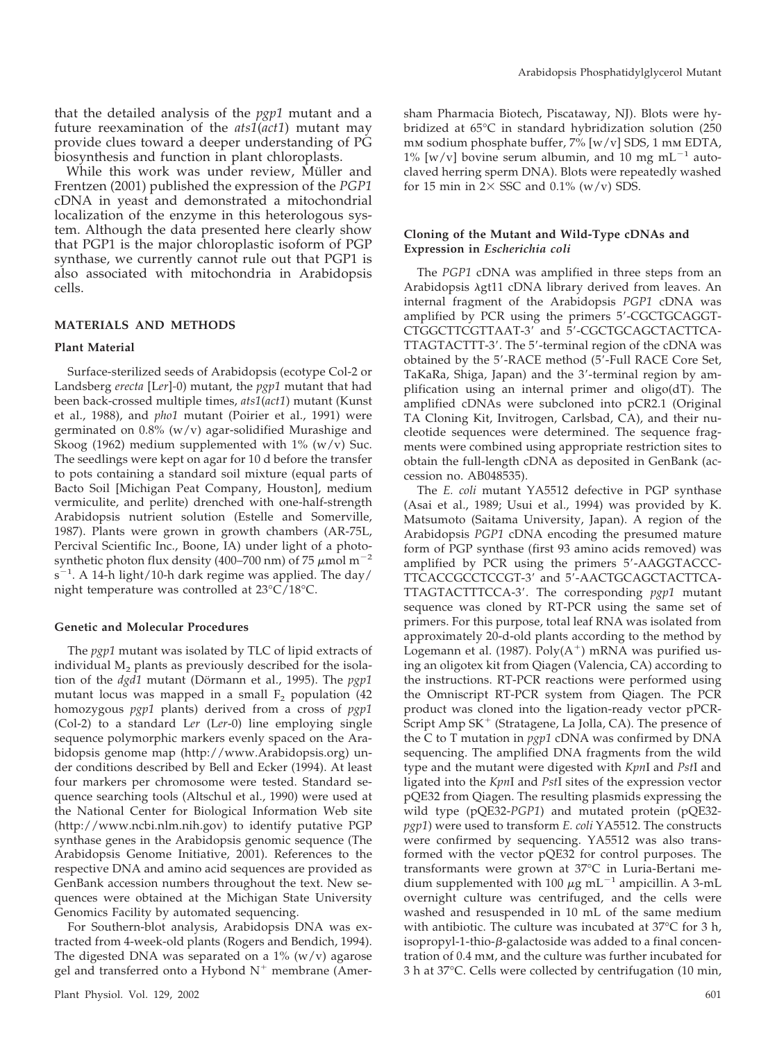that the detailed analysis of the *pgp1* mutant and a future reexamination of the *ats1*(*act1*) mutant may provide clues toward a deeper understanding of PG biosynthesis and function in plant chloroplasts.

While this work was under review, Müller and Frentzen (2001) published the expression of the *PGP1* cDNA in yeast and demonstrated a mitochondrial localization of the enzyme in this heterologous system. Although the data presented here clearly show that PGP1 is the major chloroplastic isoform of PGP synthase, we currently cannot rule out that PGP1 is also associated with mitochondria in Arabidopsis cells.

## MATERIALS AND METHODS

### Plant Material

Surface-sterilized seeds of Arabidopsis (ecotype Col-2 or Landsberg *erecta* [L*er*]-0) mutant, the *pgp1* mutant that had been back-crossed multiple times, *ats1*(*act1*) mutant (Kunst et al., 1988), and *pho1* mutant (Poirier et al., 1991) were germinated on 0.8% (w/v) agar-solidified Murashige and Skoog (1962) medium supplemented with 1% (w/v) Suc. The seedlings were kept on agar for 10 d before the transfer to pots containing a standard soil mixture (equal parts of Bacto Soil [Michigan Peat Company, Houston], medium vermiculite, and perlite) drenched with one-half-strength Arabidopsis nutrient solution (Estelle and Somerville, 1987). Plants were grown in growth chambers (AR-75L, Percival Scientific Inc., Boone, IA) under light of a photosynthetic photon flux density (400–700 nm) of 75 $\mu$mol m$^{-2}$ s$^{-1}$. A 14-h light/10-h dark regime was applied. The day/night temperature was controlled at 23°C/18°C.

### Genetic and Molecular Procedures

The *pgp1* mutant was isolated by TLC of lipid extracts of individual $M_2$ plants as previously described for the isolation of the *dgd1* mutant (Dörmann et al., 1995). The *pgp1* mutant locus was mapped in a small $F_2$ population (42 homozygous *pgp1* plants) derived from a cross of *pgp1* (Col-2) to a standard L*er* (L*er*-0) line employing a single sequence polymorphic markers evenly spaced on the Arabidopsis genome map (http://www.Arabidopsis.org) under conditions described by Bell and Ecker (1994). At least four markers per chromosome were tested. Standard sequence searching tools (Altschul et al., 1990) were used at the National Center for Biological Information Web site (http://www.ncbi.nlm.nih.gov) to identify putative PGP synthase genes in the Arabidopsis genomic sequence (The Arabidopsis Genome Initiative, 2001). References to the respective DNA and amino acid sequences are provided as GenBank accession numbers throughout the text. New sequences were obtained at the Michigan State University Genomics Facility by automated sequencing.

For Southern-blot analysis, Arabidopsis DNA was extracted from 4-week-old plants (Rogers and Bendich, 1994). The digested DNA was separated on a 1% (w/v) agarose gel and transferred onto a Hybond N$^+$ membrane (Amersham Pharmacia Biotech, Piscataway, NJ). Blots were hybridized at 65°C in standard hybridization solution (250 mM sodium phosphate buffer, 7% [w/v] SDS, 1 mM EDTA, 1% [w/v] bovine serum albumin, and 10 mg mL$^{-1}$ autoclaved herring sperm DNA). Blots were repeatedly washed for 15 min in 2× SSC and 0.1% (w/v) SDS.

### Cloning of the Mutant and Wild-Type cDNAs and Expression in *Escherichia coli*

The *PGP1* cDNA was amplified in three steps from an Arabidopsis λgt11 cDNA library derived from leaves. An internal fragment of the Arabidopsis *PGP1* cDNA was amplified by PCR using the primers 5′-CGCTGCAGGTCTGGCTTCGTTAAT-3′ and 5′-CGCTGCAGCTACTTCATTAGTACTTT-3′. The 5′-terminal region of the cDNA was obtained by the 5′-RACE method (5′-Full RACE Core Set, TaKaRa, Shiga, Japan) and the 3′-terminal region by amplification using an internal primer and oligo(dT). The amplified cDNAs were subcloned into pCR2.1 (Original TA Cloning Kit, Invitrogen, Carlsbad, CA), and their nucleotide sequences were determined. The sequence fragments were combined using appropriate restriction sites to obtain the full-length cDNA as deposited in GenBank (accession no. AB048535).

The *E. coli* mutant YA5512 defective in PGP synthase (Asai et al., 1989; Usui et al., 1994) was provided by K. Matsumoto (Saitama University, Japan). A region of the Arabidopsis *PGP1* cDNA encoding the presumed mature form of PGP synthase (first 93 amino acids removed) was amplified by PCR using the primers 5′-AAGGTACCCTTCACCGCCTCCGT-3′ and 5′-AACTGCAGCTACTTCATTAGTACTTTCCA-3′. The corresponding *pgp1* mutant sequence was cloned by RT-PCR using the same set of primers. For this purpose, total leaf RNA was isolated from approximately 20-d-old plants according to the method by Logemann et al. (1987). Poly(A$^+$) mRNA was purified using an oligotex kit from Qiagen (Valencia, CA) according to the instructions. RT-PCR reactions were performed using the Omniscript RT-PCR system from Qiagen. The PCR product was cloned into the ligation-ready vector pPCR-Script Amp SK$^+$ (Stratagene, La Jolla, CA). The presence of the C to T mutation in *pgp1* cDNA was confirmed by DNA sequencing. The amplified DNA fragments from the wild type and the mutant were digested with *Kpn*I and *Pst*I and ligated into the *Kpn*I and *Pst*I sites of the expression vector pQE32 from Qiagen. The resulting plasmids expressing the wild type (pQE32-*PGP1*) and mutated protein (pQE32-*pgp1*) were used to transform *E. coli* YA5512. The constructs were confirmed by sequencing. YA5512 was also transformed with the vector pQE32 for control purposes. The transformants were grown at 37°C in Luria-Bertani medium supplemented with 100 $\mu$g mL$^{-1}$ ampicillin. A 3-mL overnight culture was centrifuged, and the cells were washed and resuspended in 10 mL of the same medium with antibiotic. The culture was incubated at 37°C for 3 h, isopropyl-1-thio-$\beta$-galactoside was added to a final concentration of 0.4 mM, and the culture was further incubated for 3 h at 37°C. Cells were collected by centrifugation (10 min,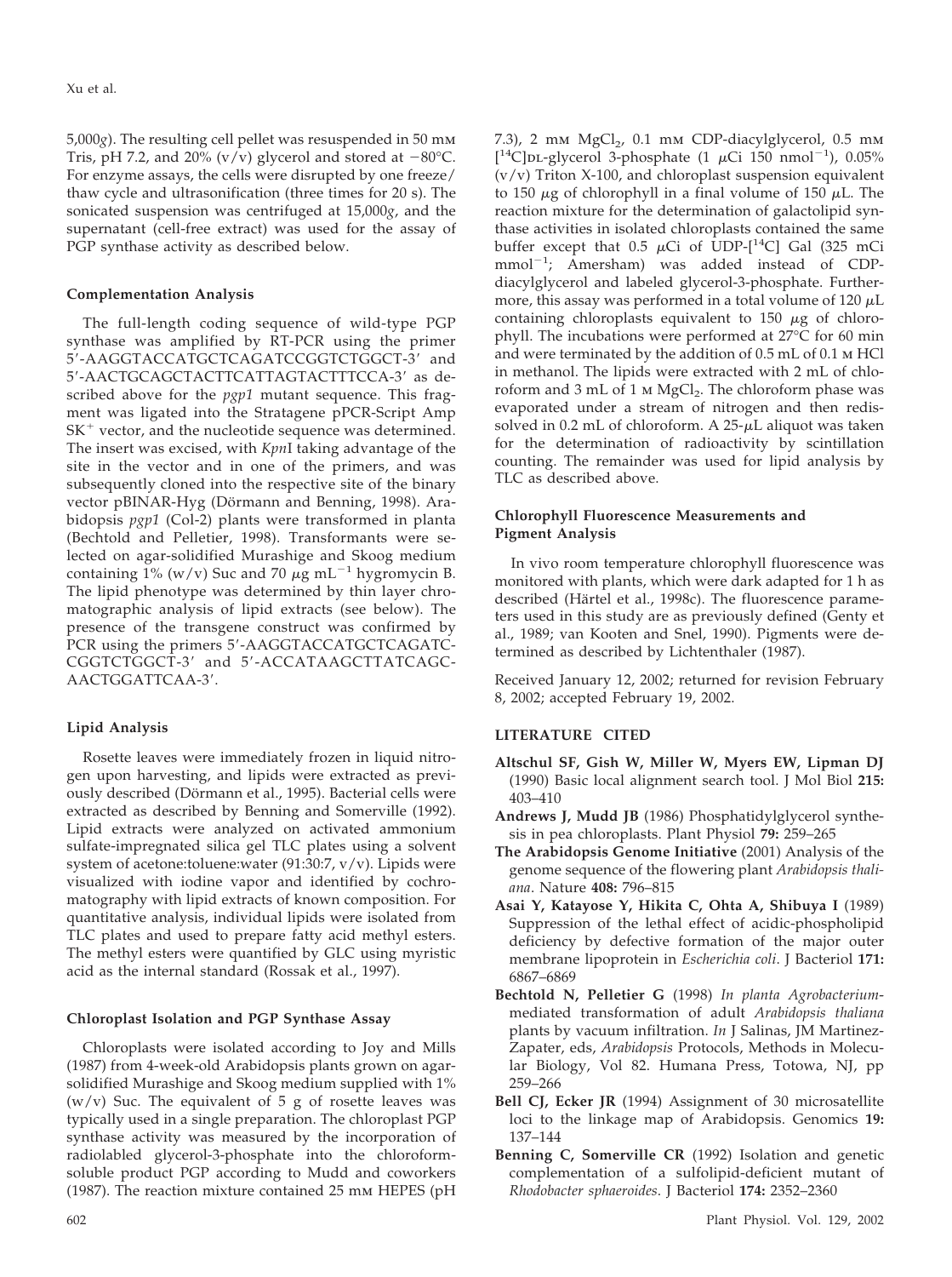5,000$g$). The resulting cell pellet was resuspended in 50 mM Tris, pH 7.2, and 20% (v/v) glycerol and stored at $-80°C$. For enzyme assays, the cells were disrupted by one freeze/thaw cycle and ultrasonification (three times for 20 s). The sonicated suspension was centrifuged at 15,000$g$, and the supernatant (cell-free extract) was used for the assay of PGP synthase activity as described below.

### Complementation Analysis

The full-length coding sequence of wild-type PGP synthase was amplified by RT-PCR using the primer 5′-AAGGTACCATGCTCAGATCCGGTCTGGCT-3′ and 5′-AACTGCAGCTACTTCATTAGTACTTTCCA-3′ as described above for the *pgp1* mutant sequence. This fragment was ligated into the Stratagene pPCR-Script Amp $SK^+$ vector, and the nucleotide sequence was determined. The insert was excised, with *Kpn*I taking advantage of the site in the vector and in one of the primers, and was subsequently cloned into the respective site of the binary vector pBINAR-Hyg (Dörmann and Benning, 1998). Arabidopsis *pgp1* (Col-2) plants were transformed in planta (Bechtold and Pelletier, 1998). Transformants were selected on agar-solidified Murashige and Skoog medium containing 1% (w/v) Suc and 70 $\mu$g mL$^{-1}$ hygromycin B. The lipid phenotype was determined by thin layer chromatographic analysis of lipid extracts (see below). The presence of the transgene construct was confirmed by PCR using the primers 5′-AAGGTACCATGCTCAGATC-CGGTCTGGCT-3′ and 5′-ACCATAAGCTTATCAGC-AACTGGATTCAA-3′.

### Lipid Analysis

Rosette leaves were immediately frozen in liquid nitrogen upon harvesting, and lipids were extracted as previously described (Dörmann et al., 1995). Bacterial cells were extracted as described by Benning and Somerville (1992). Lipid extracts were analyzed on activated ammonium sulfate-impregnated silica gel TLC plates using a solvent system of acetone:toluene:water (91:30:7, v/v). Lipids were visualized with iodine vapor and identified by cochromatography with lipid extracts of known composition. For quantitative analysis, individual lipids were isolated from TLC plates and used to prepare fatty acid methyl esters. The methyl esters were quantified by GLC using myristic acid as the internal standard (Rossak et al., 1997).

### Chloroplast Isolation and PGP Synthase Assay

Chloroplasts were isolated according to Joy and Mills (1987) from 4-week-old Arabidopsis plants grown on agar-solidified Murashige and Skoog medium supplied with 1% (w/v) Suc. The equivalent of 5 g of rosette leaves was typically used in a single preparation. The chloroplast PGP synthase activity was measured by the incorporation of radiolabled glycerol-3-phosphate into the chloroform-soluble product PGP according to Mudd and coworkers (1987). The reaction mixture contained 25 mM HEPES (pH 7.3), 2 mM $MgCl_2$, 0.1 mM CDP-diacylglycerol, 0.5 mM [$^{14}$C]DL-glycerol 3-phosphate (1 $\mu$Ci 150 nmol$^{-1}$), 0.05% (v/v) Triton X-100, and chloroplast suspension equivalent to 150 $\mu$g of chlorophyll in a final volume of 150 $\mu$L. The reaction mixture for the determination of galactolipid synthase activities in isolated chloroplasts contained the same buffer except that 0.5 $\mu$Ci of UDP-[$^{14}$C] Gal (325 mCi mmol$^{-1}$; Amersham) was added instead of CDP-diacylglycerol and labeled glycerol-3-phosphate. Furthermore, this assay was performed in a total volume of 120 $\mu$L containing chloroplasts equivalent to 150 $\mu$g of chlorophyll. The incubations were performed at 27°C for 60 min and were terminated by the addition of 0.5 mL of 0.1 M HCl in methanol. The lipids were extracted with 2 mL of chloroform and 3 mL of 1 M $MgCl_2$. The chloroform phase was evaporated under a stream of nitrogen and then redissolved in 0.2 mL of chloroform. A 25-$\mu$L aliquot was taken for the determination of radioactivity by scintillation counting. The remainder was used for lipid analysis by TLC as described above.

### Chlorophyll Fluorescence Measurements and Pigment Analysis

In vivo room temperature chlorophyll fluorescence was monitored with plants, which were dark adapted for 1 h as described (Härtel et al., 1998c). The fluorescence parameters used in this study are as previously defined (Genty et al., 1989; van Kooten and Snel, 1990). Pigments were determined as described by Lichtenthaler (1987).

Received January 12, 2002; returned for revision February 8, 2002; accepted February 19, 2002.

## LITERATURE CITED

**Altschul SF, Gish W, Miller W, Myers EW, Lipman DJ** (1990) Basic local alignment search tool. J Mol Biol **215:** 403–410

**Andrews J, Mudd JB** (1986) Phosphatidylglycerol synthesis in pea chloroplasts. Plant Physiol **79:** 259–265

**The Arabidopsis Genome Initiative** (2001) Analysis of the genome sequence of the flowering plant *Arabidopsis thaliana*. Nature **408:** 796–815

**Asai Y, Katayose Y, Hikita C, Ohta A, Shibuya I** (1989) Suppression of the lethal effect of acidic-phospholipid deficiency by defective formation of the major outer membrane lipoprotein in *Escherichia coli*. J Bacteriol **171:** 6867–6869

**Bechtold N, Pelletier G** (1998) *In planta Agrobacterium*-mediated transformation of adult *Arabidopsis thaliana* plants by vacuum infiltration. *In* J Salinas, JM Martinez-Zapater, eds, *Arabidopsis* Protocols, Methods in Molecular Biology, Vol 82. Humana Press, Totowa, NJ, pp 259–266

**Bell CJ, Ecker JR** (1994) Assignment of 30 microsatellite loci to the linkage map of Arabidopsis. Genomics **19:** 137–144

**Benning C, Somerville CR** (1992) Isolation and genetic complementation of a sulfolipid-deficient mutant of *Rhodobacter sphaeroides*. J Bacteriol **174:** 2352–2360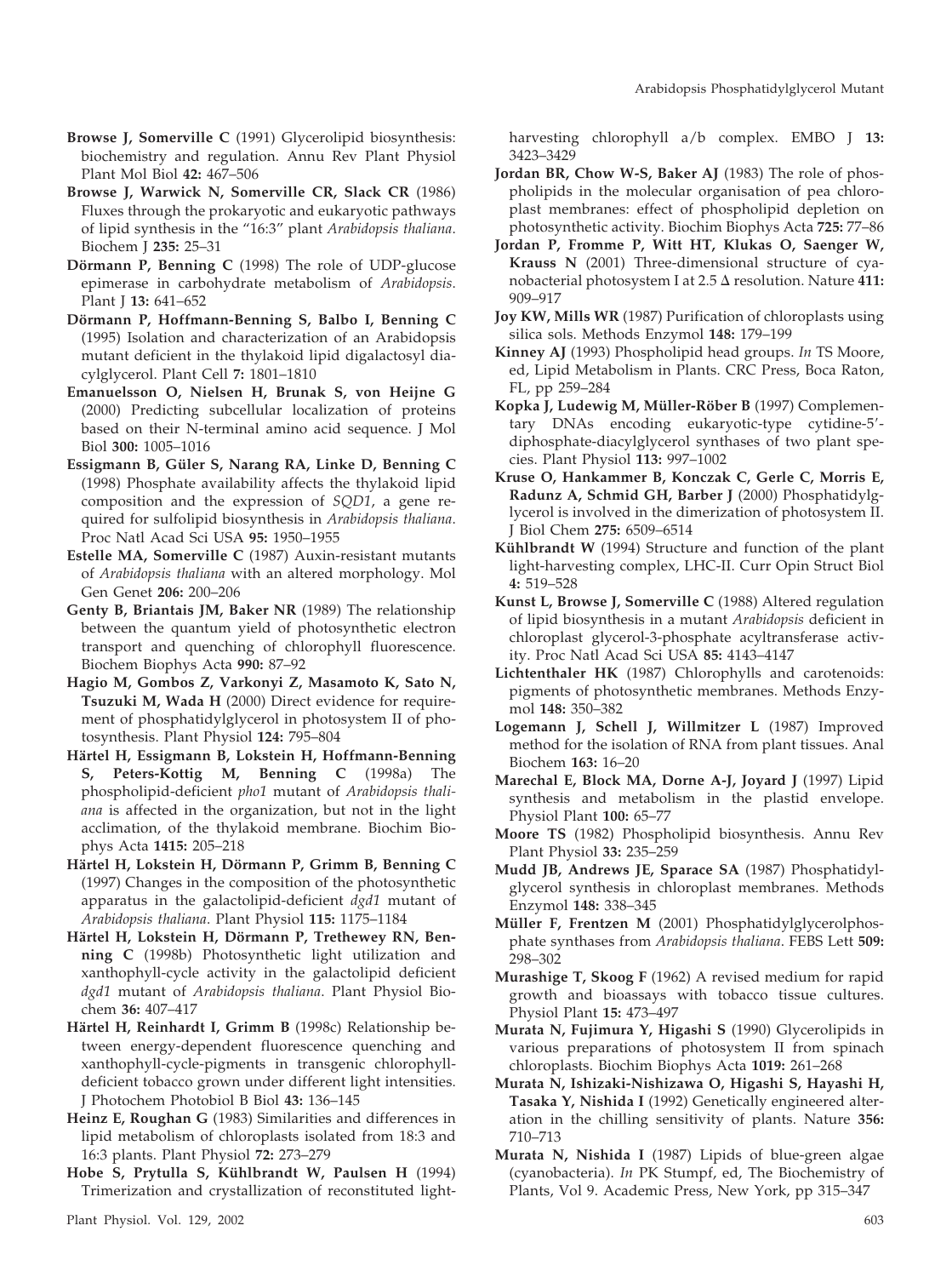**Browse J, Somerville C** (1991) Glycerolipid biosynthesis: biochemistry and regulation. Annu Rev Plant Physiol Plant Mol Biol **42:** 467–506

**Browse J, Warwick N, Somerville CR, Slack CR** (1986) Fluxes through the prokaryotic and eukaryotic pathways of lipid synthesis in the "16:3" plant *Arabidopsis thaliana*. Biochem J **235:** 25–31

**Dörmann P, Benning C** (1998) The role of UDP-glucose epimerase in carbohydrate metabolism of *Arabidopsis*. Plant J **13:** 641–652

**Dörmann P, Hoffmann-Benning S, Balbo I, Benning C** (1995) Isolation and characterization of an Arabidopsis mutant deficient in the thylakoid lipid digalactosyl diacylglycerol. Plant Cell **7:** 1801–1810

**Emanuelsson O, Nielsen H, Brunak S, von Heijne G** (2000) Predicting subcellular localization of proteins based on their N-terminal amino acid sequence. J Mol Biol **300:** 1005–1016

**Essigmann B, Güler S, Narang RA, Linke D, Benning C** (1998) Phosphate availability affects the thylakoid lipid composition and the expression of *SQD1*, a gene required for sulfolipid biosynthesis in *Arabidopsis thaliana*. Proc Natl Acad Sci USA **95:** 1950–1955

**Estelle MA, Somerville C** (1987) Auxin-resistant mutants of *Arabidopsis thaliana* with an altered morphology. Mol Gen Genet **206:** 200–206

**Genty B, Briantais JM, Baker NR** (1989) The relationship between the quantum yield of photosynthetic electron transport and quenching of chlorophyll fluorescence. Biochem Biophys Acta **990:** 87–92

**Hagio M, Gombos Z, Varkonyi Z, Masamoto K, Sato N, Tsuzuki M, Wada H** (2000) Direct evidence for requirement of phosphatidylglycerol in photosystem II of photosynthesis. Plant Physiol **124:** 795–804

**Härtel H, Essigmann B, Lokstein H, Hoffmann-Benning S, Peters-Kottig M, Benning C** (1998a) The phospholipid-deficient *pho1* mutant of *Arabidopsis thaliana* is affected in the organization, but not in the light acclimation, of the thylakoid membrane. Biochim Biophys Acta **1415:** 205–218

**Härtel H, Lokstein H, Dörmann P, Grimm B, Benning C** (1997) Changes in the composition of the photosynthetic apparatus in the galactolipid-deficient *dgd1* mutant of *Arabidopsis thaliana*. Plant Physiol **115:** 1175–1184

**Härtel H, Lokstein H, Dörmann P, Trethewey RN, Benning C** (1998b) Photosynthetic light utilization and xanthophyll-cycle activity in the galactolipid deficient *dgd1* mutant of *Arabidopsis thaliana*. Plant Physiol Biochem **36:** 407–417

**Härtel H, Reinhardt I, Grimm B** (1998c) Relationship between energy-dependent fluorescence quenching and xanthophyll-cycle-pigments in transgenic chlorophyll-deficient tobacco grown under different light intensities. J Photochem Photobiol B Biol **43:** 136–145

**Heinz E, Roughan G** (1983) Similarities and differences in lipid metabolism of chloroplasts isolated from 18:3 and 16:3 plants. Plant Physiol **72:** 273–279

**Hobe S, Prytulla S, Kühlbrandt W, Paulsen H** (1994) Trimerization and crystallization of reconstituted light-harvesting chlorophyll a/b complex. EMBO J **13:** 3423–3429

**Jordan BR, Chow W-S, Baker AJ** (1983) The role of phospholipids in the molecular organisation of pea chloroplast membranes: effect of phospholipid depletion on photosynthetic activity. Biochim Biophys Acta **725:** 77–86

**Jordan P, Fromme P, Witt HT, Klukas O, Saenger W, Krauss N** (2001) Three-dimensional structure of cyanobacterial photosystem I at 2.5 Δ resolution. Nature **411:** 909–917

**Joy KW, Mills WR** (1987) Purification of chloroplasts using silica sols. Methods Enzymol **148:** 179–199

**Kinney AJ** (1993) Phospholipid head groups. *In* TS Moore, ed, Lipid Metabolism in Plants. CRC Press, Boca Raton, FL, pp 259–284

**Kopka J, Ludewig M, Müller-Röber B** (1997) Complementary DNAs encoding eukaryotic-type cytidine-5′-diphosphate-diacylglycerol synthases of two plant species. Plant Physiol **113:** 997–1002

**Kruse O, Hankammer B, Konczak C, Gerle C, Morris E, Radunz A, Schmid GH, Barber J** (2000) Phosphatidylglycerol is involved in the dimerization of photosystem II. J Biol Chem **275:** 6509–6514

**Kühlbrandt W** (1994) Structure and function of the plant light-harvesting complex, LHC-II. Curr Opin Struct Biol **4:** 519–528

**Kunst L, Browse J, Somerville C** (1988) Altered regulation of lipid biosynthesis in a mutant *Arabidopsis* deficient in chloroplast glycerol-3-phosphate acyltransferase activity. Proc Natl Acad Sci USA **85:** 4143–4147

**Lichtenthaler HK** (1987) Chlorophylls and carotenoids: pigments of photosynthetic membranes. Methods Enzymol **148:** 350–382

**Logemann J, Schell J, Willmitzer L** (1987) Improved method for the isolation of RNA from plant tissues. Anal Biochem **163:** 16–20

**Marechal E, Block MA, Dorne A-J, Joyard J** (1997) Lipid synthesis and metabolism in the plastid envelope. Physiol Plant **100:** 65–77

**Moore TS** (1982) Phospholipid biosynthesis. Annu Rev Plant Physiol **33:** 235–259

**Mudd JB, Andrews JE, Sparace SA** (1987) Phosphatidylglycerol synthesis in chloroplast membranes. Methods Enzymol **148:** 338–345

**Müller F, Frentzen M** (2001) Phosphatidylglycerolphosphate synthases from *Arabidopsis thaliana*. FEBS Lett **509:** 298–302

**Murashige T, Skoog F** (1962) A revised medium for rapid growth and bioassays with tobacco tissue cultures. Physiol Plant **15:** 473–497

**Murata N, Fujimura Y, Higashi S** (1990) Glycerolipids in various preparations of photosystem II from spinach chloroplasts. Biochim Biophys Acta **1019:** 261–268

**Murata N, Ishizaki-Nishizawa O, Higashi S, Hayashi H, Tasaka Y, Nishida I** (1992) Genetically engineered alteration in the chilling sensitivity of plants. Nature **356:** 710–713

**Murata N, Nishida I** (1987) Lipids of blue-green algae (cyanobacteria). *In* PK Stumpf, ed, The Biochemistry of Plants, Vol 9. Academic Press, New York, pp 315–347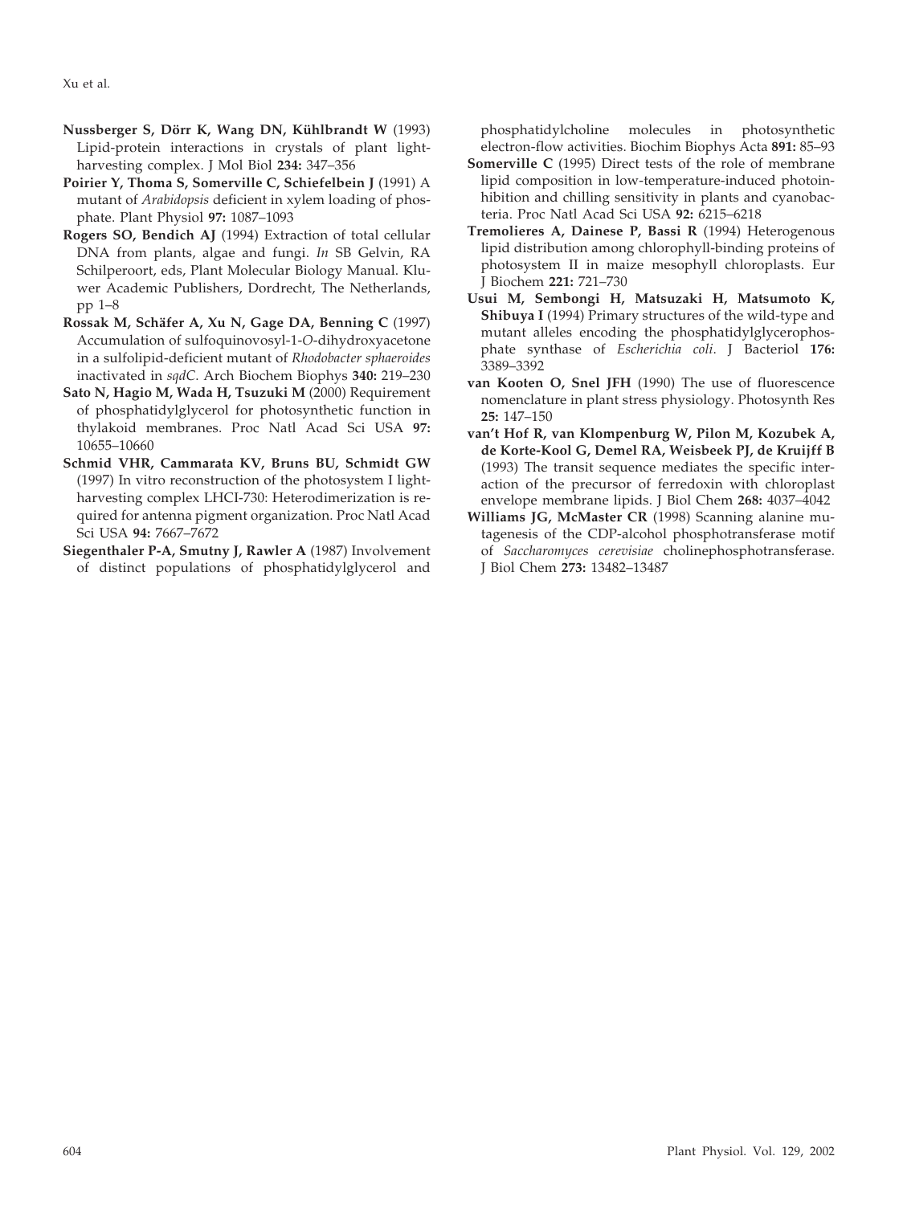**Nussberger S, Dörr K, Wang DN, Kühlbrandt W** (1993) Lipid-protein interactions in crystals of plant light-harvesting complex. J Mol Biol **234:** 347–356

**Poirier Y, Thoma S, Somerville C, Schiefelbein J** (1991) A mutant of *Arabidopsis* deficient in xylem loading of phosphate. Plant Physiol **97:** 1087–1093

**Rogers SO, Bendich AJ** (1994) Extraction of total cellular DNA from plants, algae and fungi. *In* SB Gelvin, RA Schilperoort, eds, Plant Molecular Biology Manual. Kluwer Academic Publishers, Dordrecht, The Netherlands, pp 1–8

**Rossak M, Schäfer A, Xu N, Gage DA, Benning C** (1997) Accumulation of sulfoquinovosyl-1-*O*-dihydroxyacetone in a sulfolipid-deficient mutant of *Rhodobacter sphaeroides* inactivated in *sqdC*. Arch Biochem Biophys **340:** 219–230

**Sato N, Hagio M, Wada H, Tsuzuki M** (2000) Requirement of phosphatidylglycerol for photosynthetic function in thylakoid membranes. Proc Natl Acad Sci USA **97:** 10655–10660

**Schmid VHR, Cammarata KV, Bruns BU, Schmidt GW** (1997) In vitro reconstruction of the photosystem I light-harvesting complex LHCI-730: Heterodimerization is required for antenna pigment organization. Proc Natl Acad Sci USA **94:** 7667–7672

**Siegenthaler P-A, Smutny J, Rawler A** (1987) Involvement of distinct populations of phosphatidylglycerol and phosphatidylcholine molecules in photosynthetic electron-flow activities. Biochim Biophys Acta **891:** 85–93

**Somerville C** (1995) Direct tests of the role of membrane lipid composition in low-temperature-induced photoinhibition and chilling sensitivity in plants and cyanobacteria. Proc Natl Acad Sci USA **92:** 6215–6218

**Tremolieres A, Dainese P, Bassi R** (1994) Heterogenous lipid distribution among chlorophyll-binding proteins of photosystem II in maize mesophyll chloroplasts. Eur J Biochem **221:** 721–730

**Usui M, Sembongi H, Matsuzaki H, Matsumoto K, Shibuya I** (1994) Primary structures of the wild-type and mutant alleles encoding the phosphatidylglycerophosphate synthase of *Escherichia coli*. J Bacteriol **176:** 3389–3392

**van Kooten O, Snel JFH** (1990) The use of fluorescence nomenclature in plant stress physiology. Photosynth Res **25:** 147–150

**van't Hof R, van Klompenburg W, Pilon M, Kozubek A, de Korte-Kool G, Demel RA, Weisbeek PJ, de Kruijff B** (1993) The transit sequence mediates the specific interaction of the precursor of ferredoxin with chloroplast envelope membrane lipids. J Biol Chem **268:** 4037–4042

**Williams JG, McMaster CR** (1998) Scanning alanine mutagenesis of the CDP-alcohol phosphotransferase motif of *Saccharomyces cerevisiae* cholinephosphotransferase. J Biol Chem **273:** 13482–13487